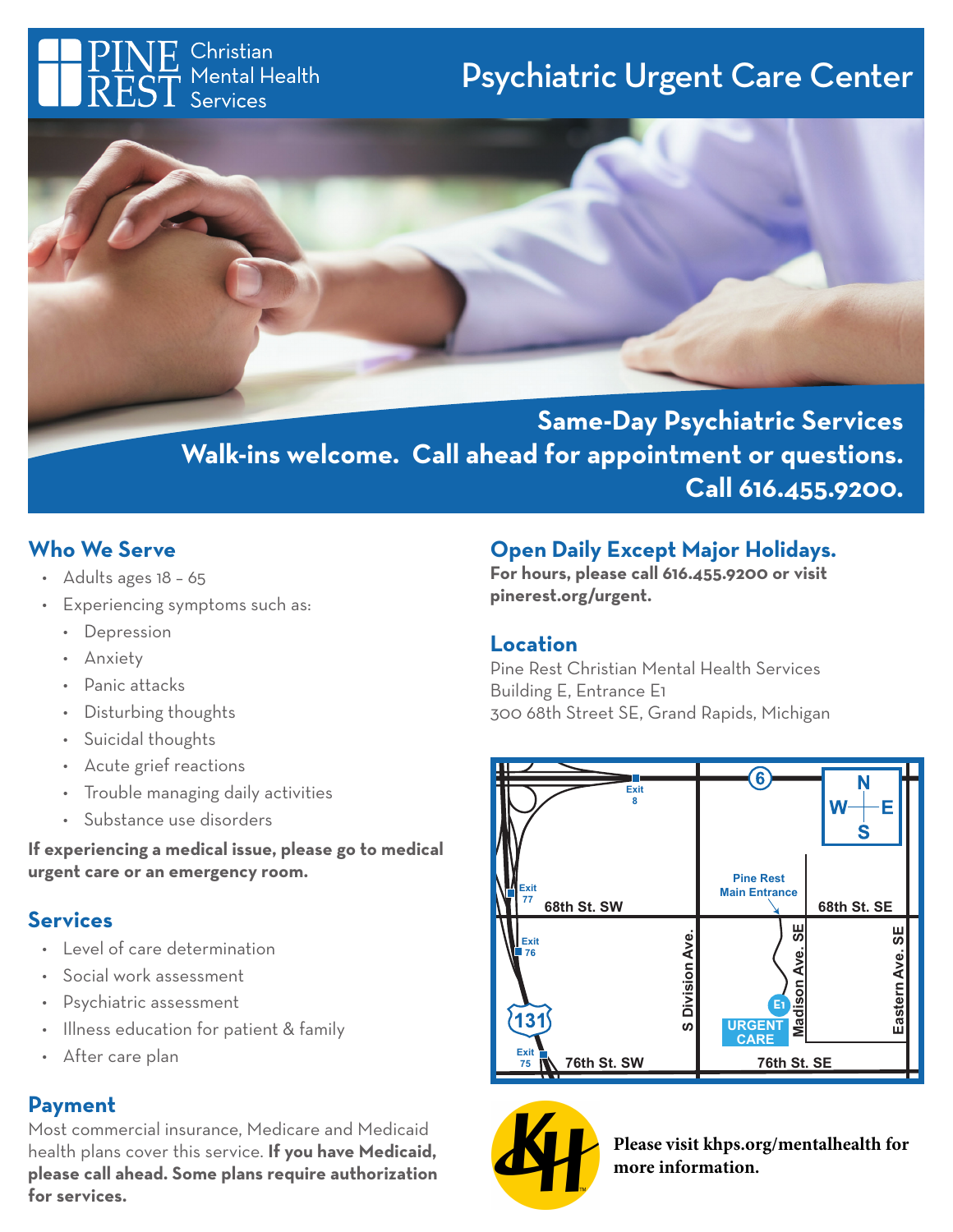PINE REST Christian Mental Health Services

# Psychiatric Urgent Care Center

**Same-Day Psychiatric Services**
**Walk-ins welcome. Call ahead for appointment or questions.**
**Call 616.455.9200.**

## Who We Serve

- Adults ages 18 – 65
- Experiencing symptoms such as:
  - Depression
  - Anxiety
  - Panic attacks
  - Disturbing thoughts
  - Suicidal thoughts
  - Acute grief reactions
  - Trouble managing daily activities
  - Substance use disorders

**If experiencing a medical issue, please go to medical urgent care or an emergency room.**

## Services

- Level of care determination
- Social work assessment
- Psychiatric assessment
- Illness education for patient & family
- After care plan

## Payment

Most commercial insurance, Medicare and Medicaid health plans cover this service. **If you have Medicaid, please call ahead. Some plans require authorization for services.**

## Open Daily Except Major Holidays.

**For hours, please call 616.455.9200 or visit pinerest.org/urgent.**

## Location

Pine Rest Christian Mental Health Services
Building E, Entrance E1
300 68th Street SE, Grand Rapids, Michigan

**Please visit khps.org/mentalhealth for more information.**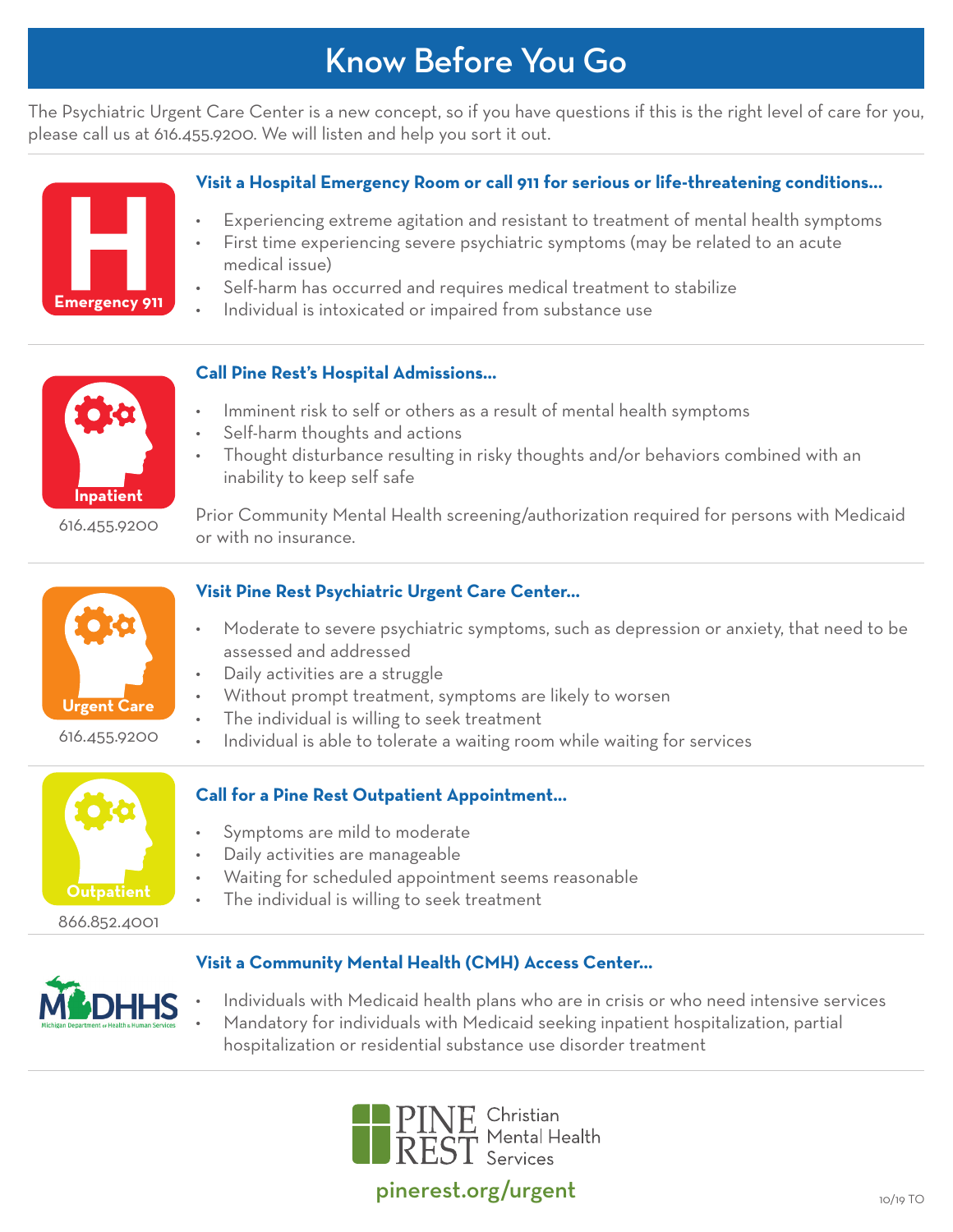# Know Before You Go

The Psychiatric Urgent Care Center is a new concept, so if you have questions if this is the right level of care for you, please call us at 616.455.9200. We will listen and help you sort it out.

Emergency 911

### Visit a Hospital Emergency Room or call 911 for serious or life-threatening conditions...

- Experiencing extreme agitation and resistant to treatment of mental health symptoms
- First time experiencing severe psychiatric symptoms (may be related to an acute medical issue)
- Self-harm has occurred and requires medical treatment to stabilize
- Individual is intoxicated or impaired from substance use

Inpatient

616.455.9200

### Call Pine Rest's Hospital Admissions...

- Imminent risk to self or others as a result of mental health symptoms
- Self-harm thoughts and actions
- Thought disturbance resulting in risky thoughts and/or behaviors combined with an inability to keep self safe

Prior Community Mental Health screening/authorization required for persons with Medicaid or with no insurance.

Urgent Care

616.455.9200

### Visit Pine Rest Psychiatric Urgent Care Center...

- Moderate to severe psychiatric symptoms, such as depression or anxiety, that need to be assessed and addressed
- Daily activities are a struggle
- Without prompt treatment, symptoms are likely to worsen
- The individual is willing to seek treatment
- Individual is able to tolerate a waiting room while waiting for services

Outpatient

866.852.4001

### Call for a Pine Rest Outpatient Appointment...

- Symptoms are mild to moderate
- Daily activities are manageable
- Waiting for scheduled appointment seems reasonable
- The individual is willing to seek treatment

MDHHS
Michigan Department of Health & Human Services

### Visit a Community Mental Health (CMH) Access Center...

- Individuals with Medicaid health plans who are in crisis or who need intensive services
- Mandatory for individuals with Medicaid seeking inpatient hospitalization, partial hospitalization or residential substance use disorder treatment

PINE REST Christian Mental Health Services

pinerest.org/urgent

10/19 TO